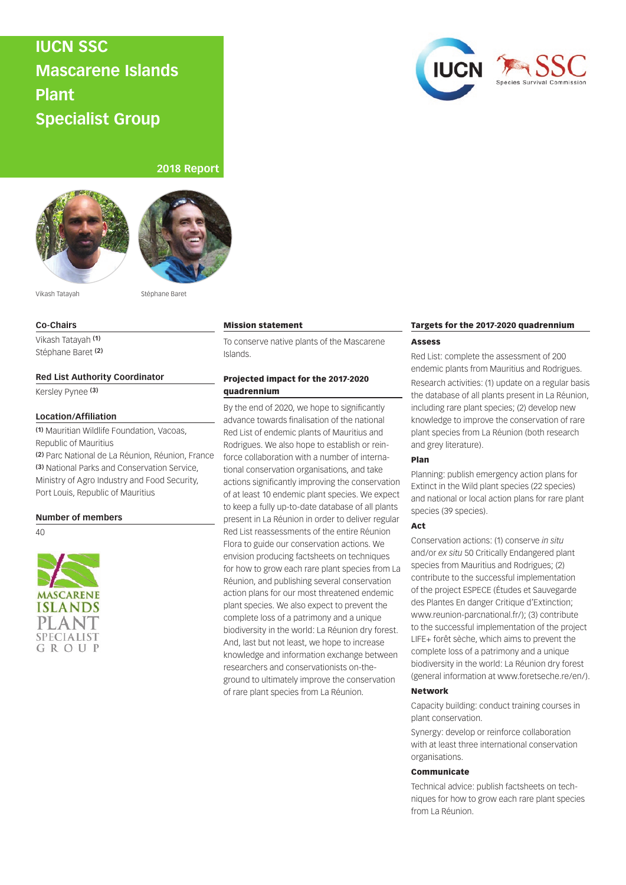# IUCN SSC Mascarene Islands Plant Specialist Group

**2018 Report**

Vikash Tatayah

Stéphane Baret

## Co-Chairs

Vikash Tatayah [1]
Stéphane Baret [2]

## Red List Authority Coordinator

Kersley Pynee [3]

## Location/Affiliation

[1] Mauritian Wildlife Foundation, Vacoas, Republic of Mauritius
[2] Parc National de La Réunion, Réunion, France
[3] National Parks and Conservation Service, Ministry of Agro Industry and Food Security, Port Louis, Republic of Mauritius

## Number of members

40

MASCARENE ISLANDS PLANT SPECIALIST GROUP

## Mission statement

To conserve native plants of the Mascarene Islands.

## Projected impact for the 2017-2020 quadrennium

By the end of 2020, we hope to significantly advance towards finalisation of the national Red List of endemic plants of Mauritius and Rodrigues. We also hope to establish or reinforce collaboration with a number of international conservation organisations, and take actions significantly improving the conservation of at least 10 endemic plant species. We expect to keep a fully up-to-date database of all plants present in La Réunion in order to deliver regular Red List reassessments of the entire Réunion Flora to guide our conservation actions. We envision producing factsheets on techniques for how to grow each rare plant species from La Réunion, and publishing several conservation action plans for our most threatened endemic plant species. We also expect to prevent the complete loss of a patrimony and a unique biodiversity in the world: La Réunion dry forest. And, last but not least, we hope to increase knowledge and information exchange between researchers and conservationists on-the-ground to ultimately improve the conservation of rare plant species from La Réunion.

## Targets for the 2017-2020 quadrennium

### Assess

Red List: complete the assessment of 200 endemic plants from Mauritius and Rodrigues.

Research activities: (1) update on a regular basis the database of all plants present in La Réunion, including rare plant species; (2) develop new knowledge to improve the conservation of rare plant species from La Réunion (both research and grey literature).

### Plan

Planning: publish emergency action plans for Extinct in the Wild plant species (22 species) and national or local action plans for rare plant species (39 species).

### Act

Conservation actions: (1) conserve *in situ* and/or *ex situ* 50 Critically Endangered plant species from Mauritius and Rodrigues; (2) contribute to the successful implementation of the project ESPECE (Études et Sauvegarde des Plantes En danger Critique d'Extinction; www.reunion-parcnational.fr/); (3) contribute to the successful implementation of the project LIFE+ forêt sèche, which aims to prevent the complete loss of a patrimony and a unique biodiversity in the world: La Réunion dry forest (general information at www.foretseche.re/en/).

### Network

Capacity building: conduct training courses in plant conservation.

Synergy: develop or reinforce collaboration with at least three international conservation organisations.

### Communicate

Technical advice: publish factsheets on techniques for how to grow each rare plant species from La Réunion.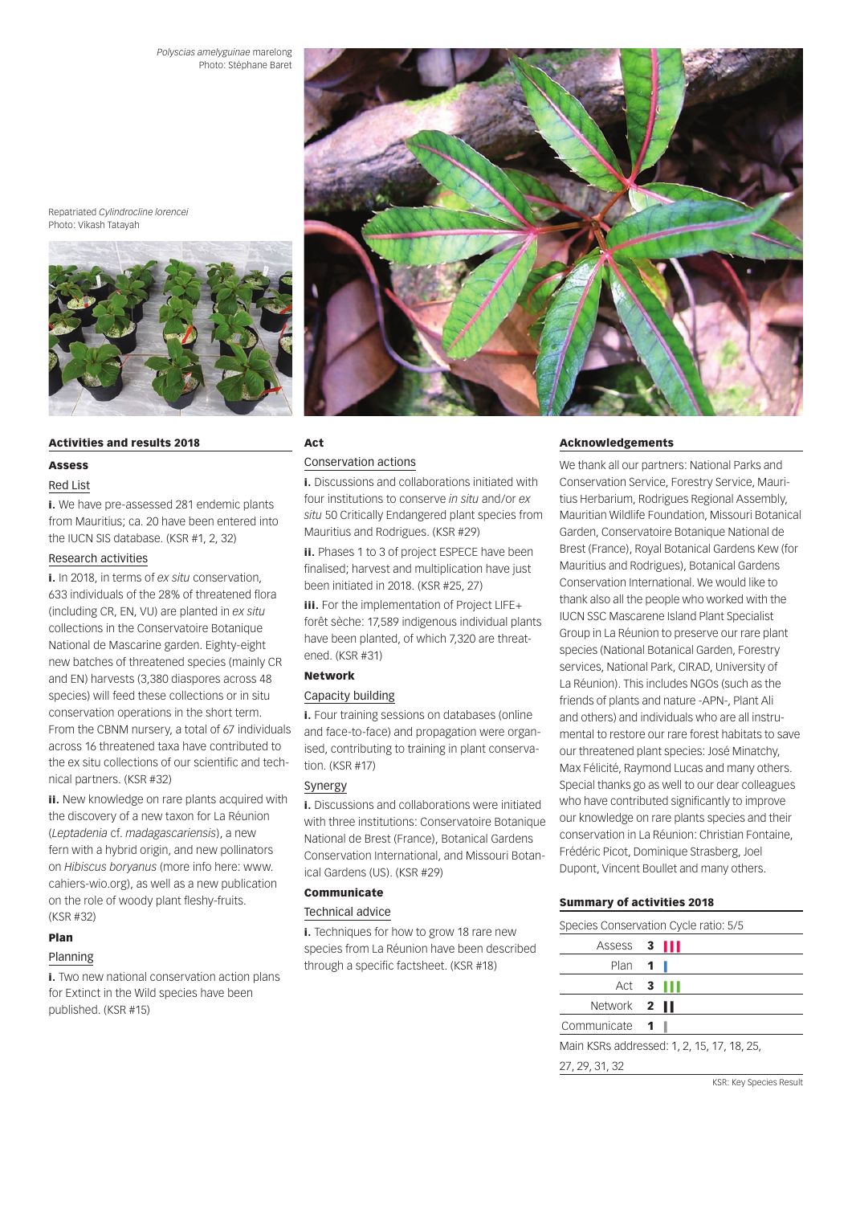*Polyscias amelyguinae* marelong
Photo: Stéphane Baret

Repatriated *Cylindrocline lorencei*
Photo: Vikash Tatayah

### Activities and results 2018

#### Assess

Red List

**i.** We have pre-assessed 281 endemic plants from Mauritius; ca. 20 have been entered into the IUCN SIS database. (KSR #1, 2, 32)

Research activities

**i.** In 2018, in terms of *ex situ* conservation, 633 individuals of the 28% of threatened flora (including CR, EN, VU) are planted in *ex situ* collections in the Conservatoire Botanique National de Mascarine garden. Eighty-eight new batches of threatened species (mainly CR and EN) harvests (3,380 diaspores across 48 species) will feed these collections or in situ conservation operations in the short term. From the CBNM nursery, a total of 67 individuals across 16 threatened taxa have contributed to the ex situ collections of our scientific and technical partners. (KSR #32)

**ii.** New knowledge on rare plants acquired with the discovery of a new taxon for La Réunion (*Leptadenia* cf. *madagascariensis*), a new fern with a hybrid origin, and new pollinators on *Hibiscus boryanus* (more info here: www.cahiers-wio.org), as well as a new publication on the role of woody plant fleshy-fruits. (KSR #32)

#### Plan

Planning

**i.** Two new national conservation action plans for Extinct in the Wild species have been published. (KSR #15)

#### Act

Conservation actions

**i.** Discussions and collaborations initiated with four institutions to conserve *in situ* and/or *ex situ* 50 Critically Endangered plant species from Mauritius and Rodrigues. (KSR #29)

**ii.** Phases 1 to 3 of project ESPECE have been finalised; harvest and multiplication have just been initiated in 2018. (KSR #25, 27)

**iii.** For the implementation of Project LIFE+ forêt sèche: 17,589 indigenous individual plants have been planted, of which 7,320 are threatened. (KSR #31)

#### Network

Capacity building

**i.** Four training sessions on databases (online and face-to-face) and propagation were organised, contributing to training in plant conservation. (KSR #17)

Synergy

**i.** Discussions and collaborations were initiated with three institutions: Conservatoire Botanique National de Brest (France), Botanical Gardens Conservation International, and Missouri Botanical Gardens (US). (KSR #29)

#### Communicate

Technical advice

**i.** Techniques for how to grow 18 rare new species from La Réunion have been described through a specific factsheet. (KSR #18)

### Acknowledgements

We thank all our partners: National Parks and Conservation Service, Forestry Service, Mauritius Herbarium, Rodrigues Regional Assembly, Mauritian Wildlife Foundation, Missouri Botanical Garden, Conservatoire Botanique National de Brest (France), Royal Botanical Gardens Kew (for Mauritius and Rodrigues), Botanical Gardens Conservation International. We would like to thank also all the people who worked with the IUCN SSC Mascarene Island Plant Specialist Group in La Réunion to preserve our rare plant species (National Botanical Garden, Forestry services, National Park, CIRAD, University of La Réunion). This includes NGOs (such as the friends of plants and nature -APN-, Plant Ali and others) and individuals who are all instrumental to restore our rare forest habitats to save our threatened plant species: José Minatchy, Max Félicité, Raymond Lucas and many others. Special thanks go as well to our dear colleagues who have contributed significantly to improve our knowledge on rare plants species and their conservation in La Réunion: Christian Fontaine, Frédéric Picot, Dominique Strasberg, Joel Dupont, Vincent Boullet and many others.

### Summary of activities 2018

Species Conservation Cycle ratio: 5/5

| | | |
|---|---|---|
| Assess | 3 | III |
| Plan | 1 | I |
| Act | 3 | III |
| Network | 2 | II |
| Communicate | 1 | I |

Main KSRs addressed: 1, 2, 15, 17, 18, 25, 27, 29, 31, 32

KSR: Key Species Result